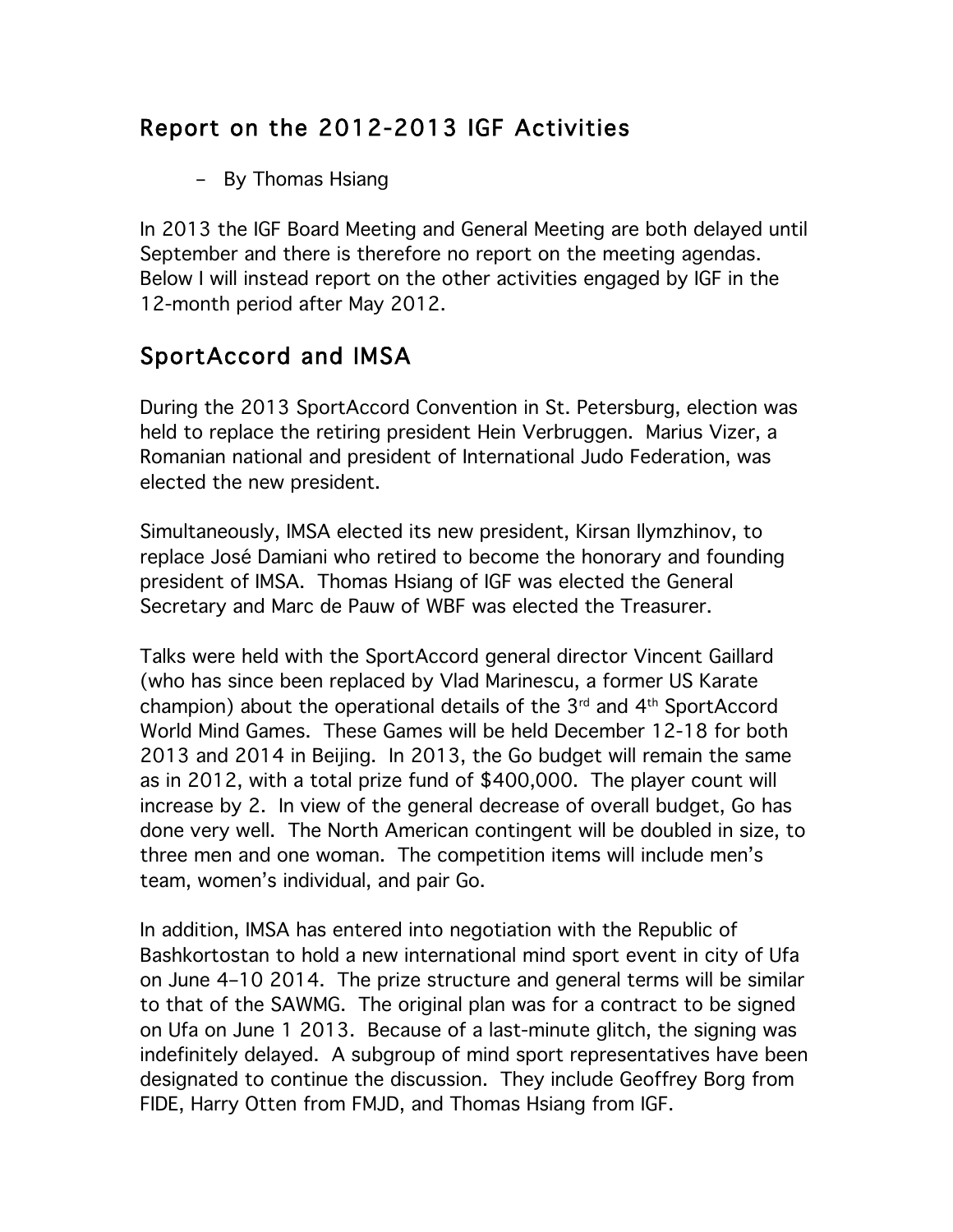# Report on the 2012-2013 IGF Activities

– By Thomas Hsiang

In 2013 the IGF Board Meeting and General Meeting are both delayed until September and there is therefore no report on the meeting agendas. Below I will instead report on the other activities engaged by IGF in the 12-month period after May 2012.

## SportAccord and IMSA

During the 2013 SportAccord Convention in St. Petersburg, election was held to replace the retiring president Hein Verbruggen. Marius Vizer, a Romanian national and president of International Judo Federation, was elected the new president.

Simultaneously, IMSA elected its new president, Kirsan Ilymzhinov, to replace José Damiani who retired to become the honorary and founding president of IMSA. Thomas Hsiang of IGF was elected the General Secretary and Marc de Pauw of WBF was elected the Treasurer.

Talks were held with the SportAccord general director Vincent Gaillard (who has since been replaced by Vlad Marinescu, a former US Karate champion) about the operational details of the 3rd and 4th SportAccord World Mind Games. These Games will be held December 12-18 for both 2013 and 2014 in Beijing. In 2013, the Go budget will remain the same as in 2012, with a total prize fund of $400,000. The player count will increase by 2. In view of the general decrease of overall budget, Go has done very well. The North American contingent will be doubled in size, to three men and one woman. The competition items will include men's team, women's individual, and pair Go.

In addition, IMSA has entered into negotiation with the Republic of Bashkortostan to hold a new international mind sport event in city of Ufa on June 4–10 2014. The prize structure and general terms will be similar to that of the SAWMG. The original plan was for a contract to be signed on Ufa on June 1 2013. Because of a last-minute glitch, the signing was indefinitely delayed. A subgroup of mind sport representatives have been designated to continue the discussion. They include Geoffrey Borg from FIDE, Harry Otten from FMJD, and Thomas Hsiang from IGF.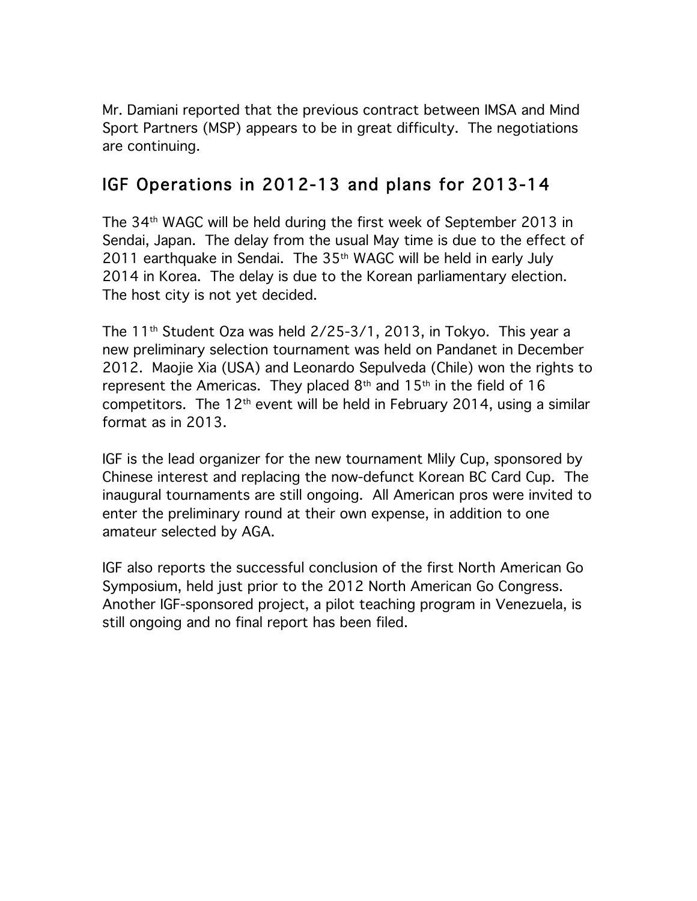Mr. Damiani reported that the previous contract between IMSA and Mind Sport Partners (MSP) appears to be in great difficulty. The negotiations are continuing.

## IGF Operations in 2012-13 and plans for 2013-14

The 34th WAGC will be held during the first week of September 2013 in Sendai, Japan. The delay from the usual May time is due to the effect of 2011 earthquake in Sendai. The 35th WAGC will be held in early July 2014 in Korea. The delay is due to the Korean parliamentary election. The host city is not yet decided.

The 11th Student Oza was held 2/25-3/1, 2013, in Tokyo. This year a new preliminary selection tournament was held on Pandanet in December 2012. Maojie Xia (USA) and Leonardo Sepulveda (Chile) won the rights to represent the Americas. They placed 8th and 15th in the field of 16 competitors. The 12th event will be held in February 2014, using a similar format as in 2013.

IGF is the lead organizer for the new tournament Mlily Cup, sponsored by Chinese interest and replacing the now-defunct Korean BC Card Cup. The inaugural tournaments are still ongoing. All American pros were invited to enter the preliminary round at their own expense, in addition to one amateur selected by AGA.

IGF also reports the successful conclusion of the first North American Go Symposium, held just prior to the 2012 North American Go Congress. Another IGF-sponsored project, a pilot teaching program in Venezuela, is still ongoing and no final report has been filed.